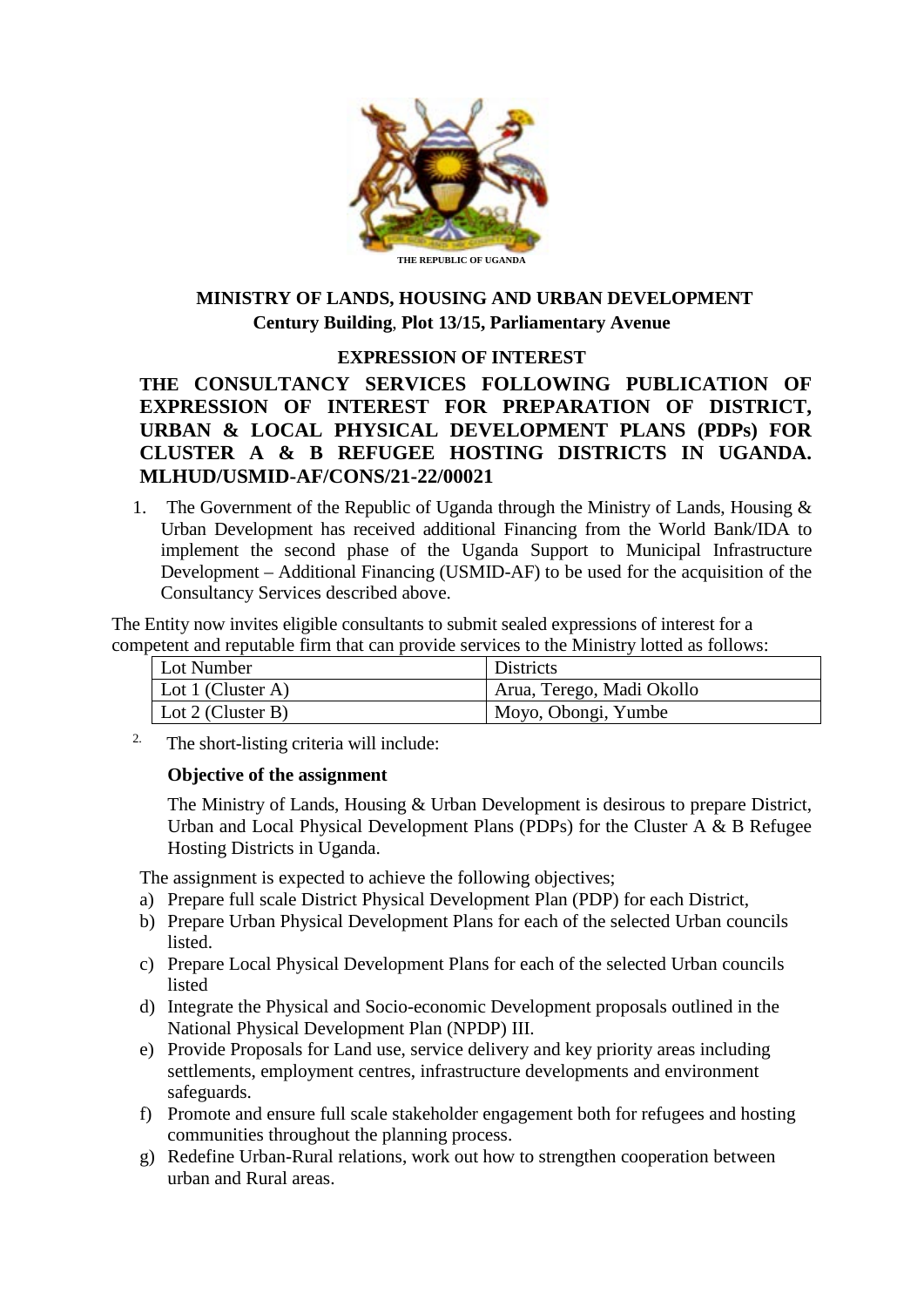THE REPUBLIC OF UGANDA

**MINISTRY OF LANDS, HOUSING AND URBAN DEVELOPMENT**
**Century Building, Plot 13/15, Parliamentary Avenue**

**EXPRESSION OF INTEREST**

## THE CONSULTANCY SERVICES FOLLOWING PUBLICATION OF EXPRESSION OF INTEREST FOR PREPARATION OF DISTRICT, URBAN & LOCAL PHYSICAL DEVELOPMENT PLANS (PDPs) FOR CLUSTER A & B REFUGEE HOSTING DISTRICTS IN UGANDA. MLHUD/USMID-AF/CONS/21-22/00021

1. The Government of the Republic of Uganda through the Ministry of Lands, Housing & Urban Development has received additional Financing from the World Bank/IDA to implement the second phase of the Uganda Support to Municipal Infrastructure Development – Additional Financing (USMID-AF) to be used for the acquisition of the Consultancy Services described above.

The Entity now invites eligible consultants to submit sealed expressions of interest for a competent and reputable firm that can provide services to the Ministry lotted as follows:

| Lot Number | Districts |
| --- | --- |
| Lot 1 (Cluster A) | Arua, Terego, Madi Okollo |
| Lot 2 (Cluster B) | Moyo, Obongi, Yumbe |

2. The short-listing criteria will include:

**Objective of the assignment**

The Ministry of Lands, Housing & Urban Development is desirous to prepare District, Urban and Local Physical Development Plans (PDPs) for the Cluster A & B Refugee Hosting Districts in Uganda.

The assignment is expected to achieve the following objectives;

a) Prepare full scale District Physical Development Plan (PDP) for each District,
b) Prepare Urban Physical Development Plans for each of the selected Urban councils listed.
c) Prepare Local Physical Development Plans for each of the selected Urban councils listed
d) Integrate the Physical and Socio-economic Development proposals outlined in the National Physical Development Plan (NPDP) III.
e) Provide Proposals for Land use, service delivery and key priority areas including settlements, employment centres, infrastructure developments and environment safeguards.
f) Promote and ensure full scale stakeholder engagement both for refugees and hosting communities throughout the planning process.
g) Redefine Urban-Rural relations, work out how to strengthen cooperation between urban and Rural areas.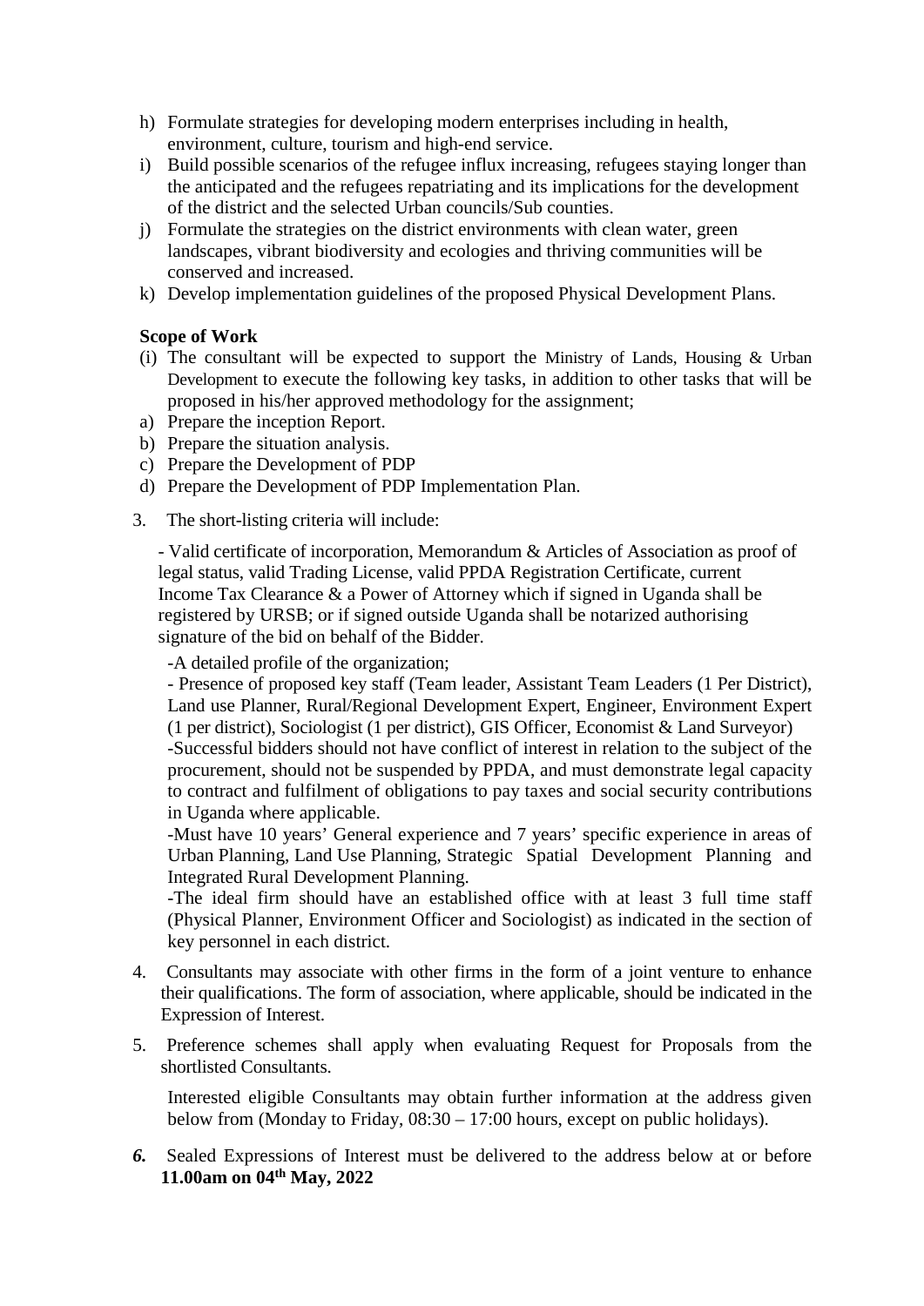h) Formulate strategies for developing modern enterprises including in health, environment, culture, tourism and high-end service.
i) Build possible scenarios of the refugee influx increasing, refugees staying longer than the anticipated and the refugees repatriating and its implications for the development of the district and the selected Urban councils/Sub counties.
j) Formulate the strategies on the district environments with clean water, green landscapes, vibrant biodiversity and ecologies and thriving communities will be conserved and increased.
k) Develop implementation guidelines of the proposed Physical Development Plans.

**Scope of Work**

(i) The consultant will be expected to support the Ministry of Lands, Housing & Urban Development to execute the following key tasks, in addition to other tasks that will be proposed in his/her approved methodology for the assignment;

a) Prepare the inception Report.
b) Prepare the situation analysis.
c) Prepare the Development of PDP
d) Prepare the Development of PDP Implementation Plan.

3. The short-listing criteria will include:

- Valid certificate of incorporation, Memorandum & Articles of Association as proof of legal status, valid Trading License, valid PPDA Registration Certificate, current Income Tax Clearance & a Power of Attorney which if signed in Uganda shall be registered by URSB; or if signed outside Uganda shall be notarized authorising signature of the bid on behalf of the Bidder.

-A detailed profile of the organization;

- Presence of proposed key staff (Team leader, Assistant Team Leaders (1 Per District), Land use Planner, Rural/Regional Development Expert, Engineer, Environment Expert (1 per district), Sociologist (1 per district), GIS Officer, Economist & Land Surveyor)

-Successful bidders should not have conflict of interest in relation to the subject of the procurement, should not be suspended by PPDA, and must demonstrate legal capacity to contract and fulfilment of obligations to pay taxes and social security contributions in Uganda where applicable.

-Must have 10 years' General experience and 7 years' specific experience in areas of Urban Planning, Land Use Planning, Strategic Spatial Development Planning and Integrated Rural Development Planning.

-The ideal firm should have an established office with at least 3 full time staff (Physical Planner, Environment Officer and Sociologist) as indicated in the section of key personnel in each district.

4. Consultants may associate with other firms in the form of a joint venture to enhance their qualifications. The form of association, where applicable, should be indicated in the Expression of Interest.

5. Preference schemes shall apply when evaluating Request for Proposals from the shortlisted Consultants.

Interested eligible Consultants may obtain further information at the address given below from (Monday to Friday, 08:30 – 17:00 hours, except on public holidays).

***6.*** Sealed Expressions of Interest must be delivered to the address below at or before **11.00am on 04th May, 2022**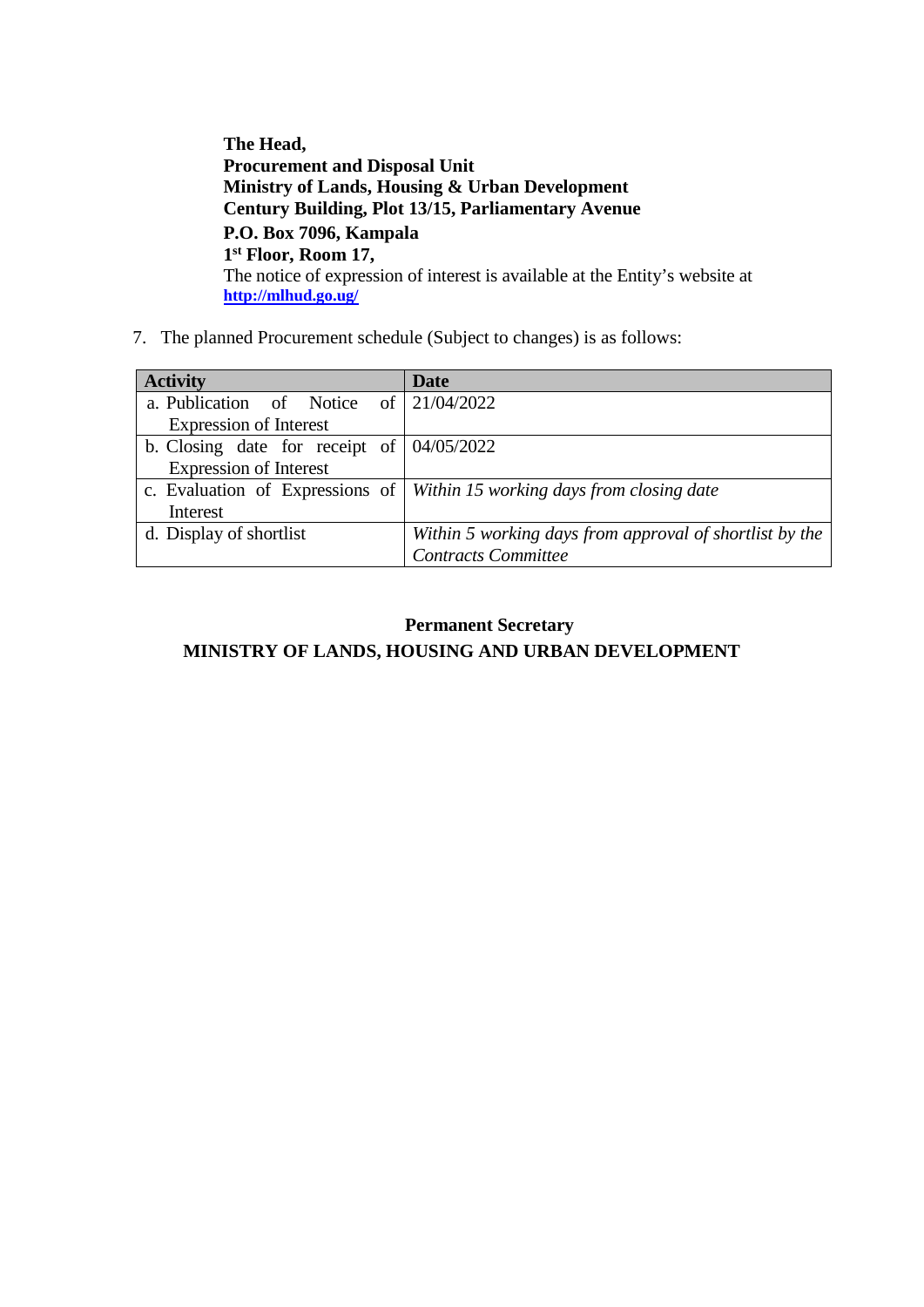**The Head,**
**Procurement and Disposal Unit**
**Ministry of Lands, Housing & Urban Development**
**Century Building, Plot 13/15, Parliamentary Avenue**
**P.O. Box 7096, Kampala**
**1st Floor, Room 17,**
The notice of expression of interest is available at the Entity's website at **http://mlhud.go.ug/**

7. The planned Procurement schedule (Subject to changes) is as follows:

| Activity | Date |
|---|---|
| a. Publication of Notice of Expression of Interest | 21/04/2022 |
| b. Closing date for receipt of Expression of Interest | 04/05/2022 |
| c. Evaluation of Expressions of Interest | *Within 15 working days from closing date* |
| d. Display of shortlist | *Within 5 working days from approval of shortlist by the Contracts Committee* |

**Permanent Secretary**
**MINISTRY OF LANDS, HOUSING AND URBAN DEVELOPMENT**